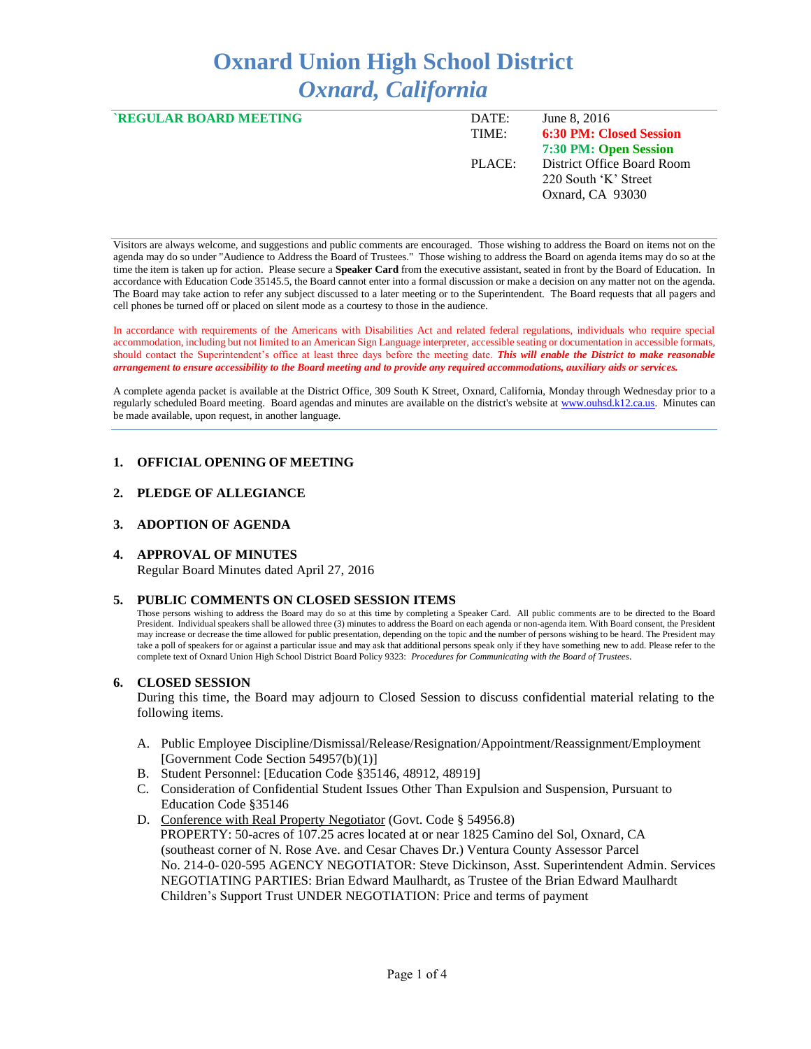# Oxnard Union High School District
## *Oxnard, California*

**`REGULAR BOARD MEETING**

DATE: June 8, 2016
TIME: **6:30 PM: Closed Session**
**7:30 PM: Open Session**
PLACE: District Office Board Room
220 South 'K' Street
Oxnard, CA 93030

Visitors are always welcome, and suggestions and public comments are encouraged. Those wishing to address the Board on items not on the agenda may do so under "Audience to Address the Board of Trustees." Those wishing to address the Board on agenda items may do so at the time the item is taken up for action. Please secure a **Speaker Card** from the executive assistant, seated in front by the Board of Education. In accordance with Education Code 35145.5, the Board cannot enter into a formal discussion or make a decision on any matter not on the agenda. The Board may take action to refer any subject discussed to a later meeting or to the Superintendent. The Board requests that all pagers and cell phones be turned off or placed on silent mode as a courtesy to those in the audience.

In accordance with requirements of the Americans with Disabilities Act and related federal regulations, individuals who require special accommodation, including but not limited to an American Sign Language interpreter, accessible seating or documentation in accessible formats, should contact the Superintendent's office at least three days before the meeting date. ***This will enable the District to make reasonable arrangement to ensure accessibility to the Board meeting and to provide any required accommodations, auxiliary aids or services.***

A complete agenda packet is available at the District Office, 309 South K Street, Oxnard, California, Monday through Wednesday prior to a regularly scheduled Board meeting. Board agendas and minutes are available on the district's website at www.ouhsd.k12.ca.us. Minutes can be made available, upon request, in another language.

1. **OFFICIAL OPENING OF MEETING**

2. **PLEDGE OF ALLEGIANCE**

3. **ADOPTION OF AGENDA**

4. **APPROVAL OF MINUTES**
   Regular Board Minutes dated April 27, 2016

5. **PUBLIC COMMENTS ON CLOSED SESSION ITEMS**
   Those persons wishing to address the Board may do so at this time by completing a Speaker Card. All public comments are to be directed to the Board President. Individual speakers shall be allowed three (3) minutes to address the Board on each agenda or non-agenda item. With Board consent, the President may increase or decrease the time allowed for public presentation, depending on the topic and the number of persons wishing to be heard. The President may take a poll of speakers for or against a particular issue and may ask that additional persons speak only if they have something new to add. Please refer to the complete text of Oxnard Union High School District Board Policy 9323: *Procedures for Communicating with the Board of Trustees*.

6. **CLOSED SESSION**
   During this time, the Board may adjourn to Closed Session to discuss confidential material relating to the following items.

   A. Public Employee Discipline/Dismissal/Release/Resignation/Appointment/Reassignment/Employment [Government Code Section 54957(b)(1)]
   B. Student Personnel: [Education Code §35146, 48912, 48919]
   C. Consideration of Confidential Student Issues Other Than Expulsion and Suspension, Pursuant to Education Code §35146
   D. Conference with Real Property Negotiator (Govt. Code § 54956.8)
      PROPERTY: 50-acres of 107.25 acres located at or near 1825 Camino del Sol, Oxnard, CA (southeast corner of N. Rose Ave. and Cesar Chaves Dr.) Ventura County Assessor Parcel No. 214-0-020-595 AGENCY NEGOTIATOR: Steve Dickinson, Asst. Superintendent Admin. Services NEGOTIATING PARTIES: Brian Edward Maulhardt, as Trustee of the Brian Edward Maulhardt Children's Support Trust UNDER NEGOTIATION: Price and terms of payment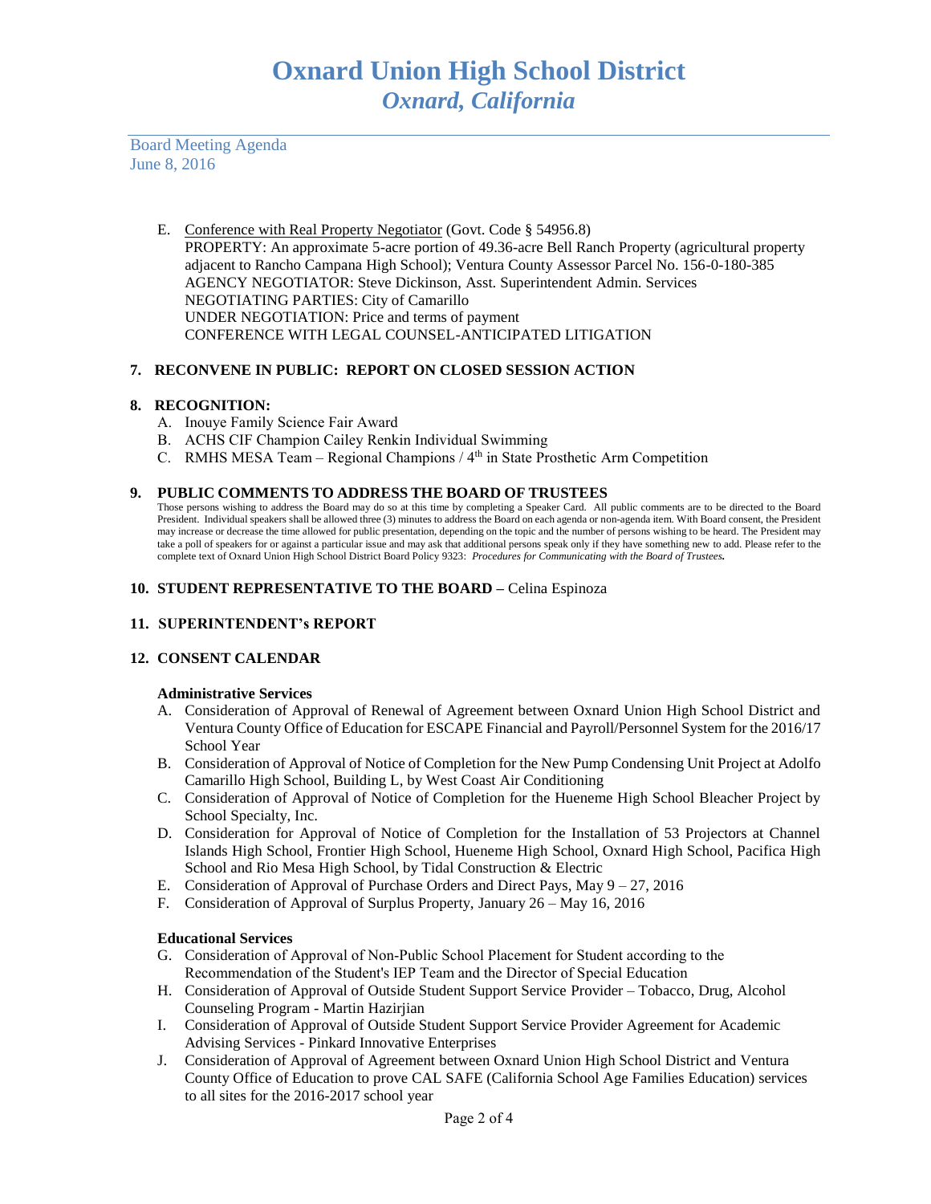E. Conference with Real Property Negotiator (Govt. Code § 54956.8)
PROPERTY: An approximate 5-acre portion of 49.36-acre Bell Ranch Property (agricultural property adjacent to Rancho Campana High School); Ventura County Assessor Parcel No. 156-0-180-385
AGENCY NEGOTIATOR: Steve Dickinson, Asst. Superintendent Admin. Services
NEGOTIATING PARTIES: City of Camarillo
UNDER NEGOTIATION: Price and terms of payment
CONFERENCE WITH LEGAL COUNSEL-ANTICIPATED LITIGATION

## 7. RECONVENE IN PUBLIC: REPORT ON CLOSED SESSION ACTION

## 8. RECOGNITION:

A. Inouye Family Science Fair Award
B. ACHS CIF Champion Cailey Renkin Individual Swimming
C. RMHS MESA Team – Regional Champions / 4th in State Prosthetic Arm Competition

## 9. PUBLIC COMMENTS TO ADDRESS THE BOARD OF TRUSTEES

Those persons wishing to address the Board may do so at this time by completing a Speaker Card. All public comments are to be directed to the Board President. Individual speakers shall be allowed three (3) minutes to address the Board on each agenda or non-agenda item. With Board consent, the President may increase or decrease the time allowed for public presentation, depending on the topic and the number of persons wishing to be heard. The President may take a poll of speakers for or against a particular issue and may ask that additional persons speak only if they have something new to add. Please refer to the complete text of Oxnard Union High School District Board Policy 9323: *Procedures for Communicating with the Board of Trustees.*

## 10. STUDENT REPRESENTATIVE TO THE BOARD – Celina Espinoza

## 11. SUPERINTENDENT's REPORT

## 12. CONSENT CALENDAR

### Administrative Services

A. Consideration of Approval of Renewal of Agreement between Oxnard Union High School District and Ventura County Office of Education for ESCAPE Financial and Payroll/Personnel System for the 2016/17 School Year
B. Consideration of Approval of Notice of Completion for the New Pump Condensing Unit Project at Adolfo Camarillo High School, Building L, by West Coast Air Conditioning
C. Consideration of Approval of Notice of Completion for the Hueneme High School Bleacher Project by School Specialty, Inc.
D. Consideration for Approval of Notice of Completion for the Installation of 53 Projectors at Channel Islands High School, Frontier High School, Hueneme High School, Oxnard High School, Pacifica High School and Rio Mesa High School, by Tidal Construction & Electric
E. Consideration of Approval of Purchase Orders and Direct Pays, May 9 – 27, 2016
F. Consideration of Approval of Surplus Property, January 26 – May 16, 2016

### Educational Services

G. Consideration of Approval of Non-Public School Placement for Student according to the Recommendation of the Student's IEP Team and the Director of Special Education
H. Consideration of Approval of Outside Student Support Service Provider – Tobacco, Drug, Alcohol Counseling Program - Martin Hazirjian
I. Consideration of Approval of Outside Student Support Service Provider Agreement for Academic Advising Services - Pinkard Innovative Enterprises
J. Consideration of Approval of Agreement between Oxnard Union High School District and Ventura County Office of Education to prove CAL SAFE (California School Age Families Education) services to all sites for the 2016-2017 school year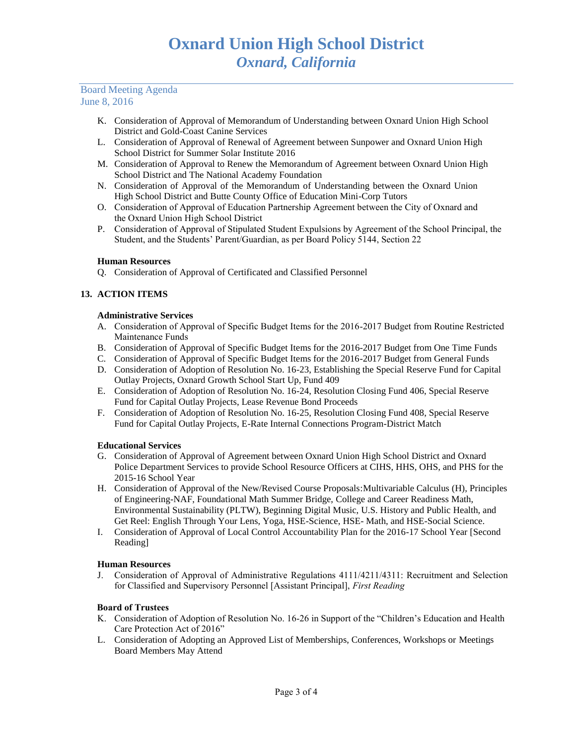K. Consideration of Approval of Memorandum of Understanding between Oxnard Union High School District and Gold-Coast Canine Services
L. Consideration of Approval of Renewal of Agreement between Sunpower and Oxnard Union High School District for Summer Solar Institute 2016
M. Consideration of Approval to Renew the Memorandum of Agreement between Oxnard Union High School District and The National Academy Foundation
N. Consideration of Approval of the Memorandum of Understanding between the Oxnard Union High School District and Butte County Office of Education Mini-Corp Tutors
O. Consideration of Approval of Education Partnership Agreement between the City of Oxnard and the Oxnard Union High School District
P. Consideration of Approval of Stipulated Student Expulsions by Agreement of the School Principal, the Student, and the Students' Parent/Guardian, as per Board Policy 5144, Section 22

**Human Resources**

Q. Consideration of Approval of Certificated and Classified Personnel

## 13. ACTION ITEMS

**Administrative Services**

A. Consideration of Approval of Specific Budget Items for the 2016-2017 Budget from Routine Restricted Maintenance Funds
B. Consideration of Approval of Specific Budget Items for the 2016-2017 Budget from One Time Funds
C. Consideration of Approval of Specific Budget Items for the 2016-2017 Budget from General Funds
D. Consideration of Adoption of Resolution No. 16-23, Establishing the Special Reserve Fund for Capital Outlay Projects, Oxnard Growth School Start Up, Fund 409
E. Consideration of Adoption of Resolution No. 16-24, Resolution Closing Fund 406, Special Reserve Fund for Capital Outlay Projects, Lease Revenue Bond Proceeds
F. Consideration of Adoption of Resolution No. 16-25, Resolution Closing Fund 408, Special Reserve Fund for Capital Outlay Projects, E-Rate Internal Connections Program-District Match

**Educational Services**

G. Consideration of Approval of Agreement between Oxnard Union High School District and Oxnard Police Department Services to provide School Resource Officers at CIHS, HHS, OHS, and PHS for the 2015-16 School Year
H. Consideration of Approval of the New/Revised Course Proposals:Multivariable Calculus (H), Principles of Engineering-NAF, Foundational Math Summer Bridge, College and Career Readiness Math, Environmental Sustainability (PLTW), Beginning Digital Music, U.S. History and Public Health, and Get Reel: English Through Your Lens, Yoga, HSE-Science, HSE- Math, and HSE-Social Science.
I. Consideration of Approval of Local Control Accountability Plan for the 2016-17 School Year [Second Reading]

**Human Resources**

J. Consideration of Approval of Administrative Regulations 4111/4211/4311: Recruitment and Selection for Classified and Supervisory Personnel [Assistant Principal], *First Reading*

**Board of Trustees**

K. Consideration of Adoption of Resolution No. 16-26 in Support of the "Children's Education and Health Care Protection Act of 2016"
L. Consideration of Adopting an Approved List of Memberships, Conferences, Workshops or Meetings Board Members May Attend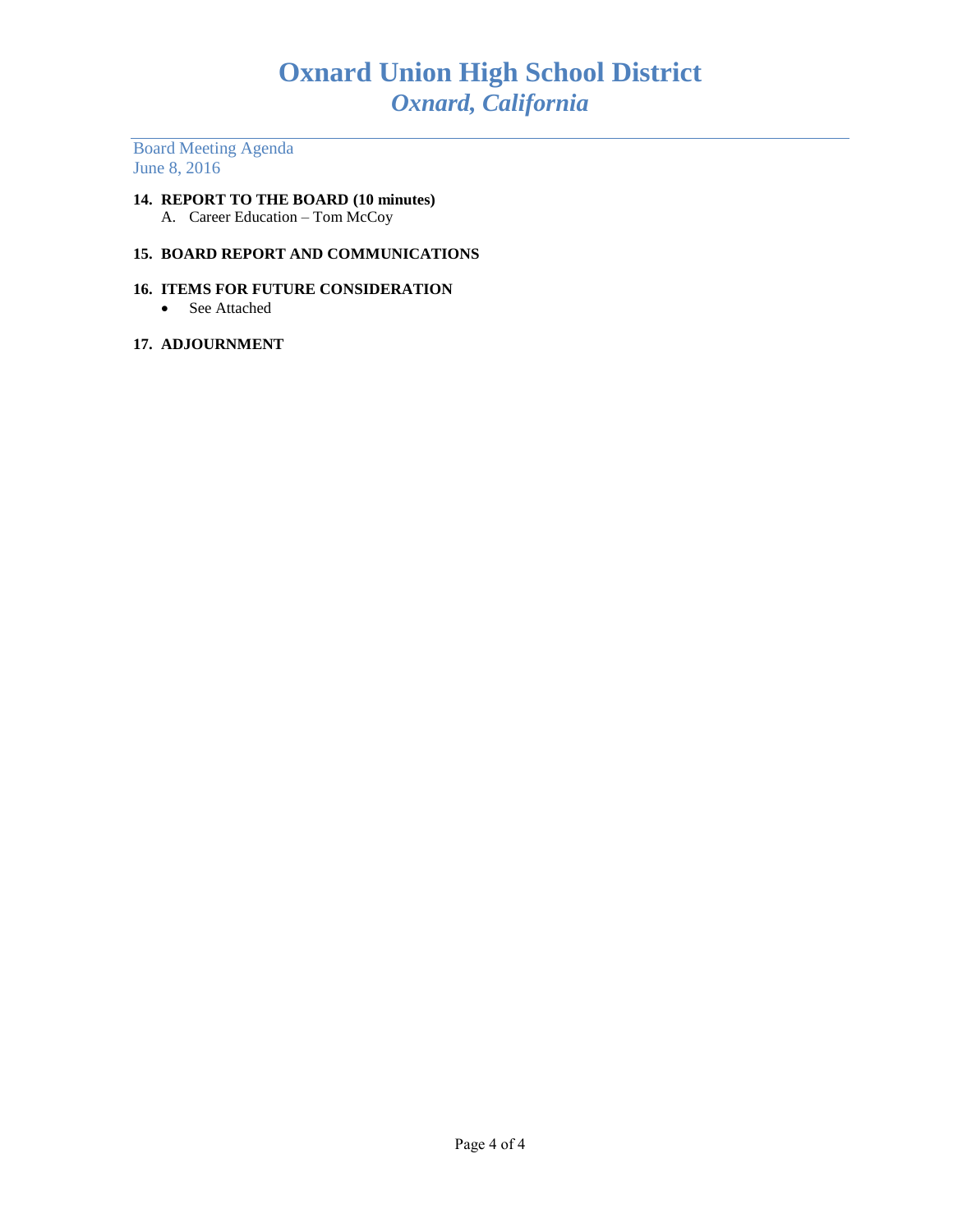# Oxnard Union High School District
## *Oxnard, California*

Board Meeting Agenda
June 8, 2016

**14. REPORT TO THE BOARD (10 minutes)**

A. Career Education – Tom McCoy

**15. BOARD REPORT AND COMMUNICATIONS**

**16. ITEMS FOR FUTURE CONSIDERATION**

- See Attached

**17. ADJOURNMENT**